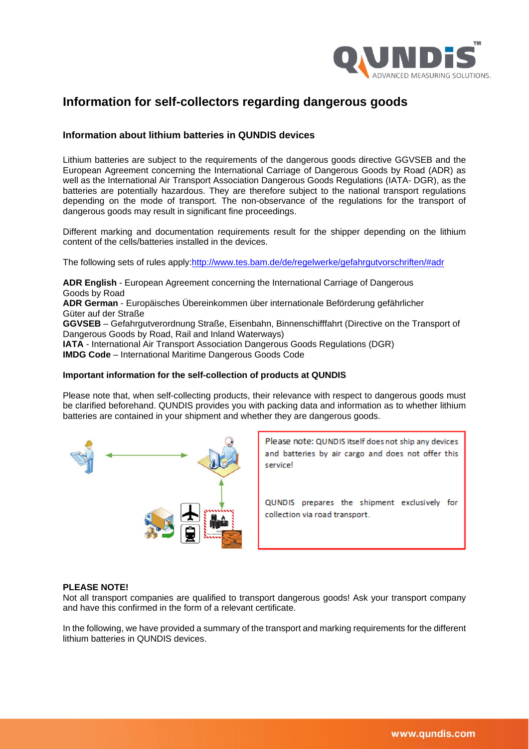# Information for self-collectors regarding dangerous goods

## Information about lithium batteries in QUNDIS devices

Lithium batteries are subject to the requirements of the dangerous goods directive GGVSEB and the European Agreement concerning the International Carriage of Dangerous Goods by Road (ADR) as well as the International Air Transport Association Dangerous Goods Regulations (IATA- DGR), as the batteries are potentially hazardous. They are therefore subject to the national transport regulations depending on the mode of transport. The non-observance of the regulations for the transport of dangerous goods may result in significant fine proceedings.

Different marking and documentation requirements result for the shipper depending on the lithium content of the cells/batteries installed in the devices.

The following sets of rules apply:[http://www.tes.bam.de/de/regelwerke/gefahrgutvorschriften/#adr](http://www.tes.bam.de/de/regelwerke/gefahrgutvorschriften/#adr)

**ADR English** - European Agreement concerning the International Carriage of Dangerous Goods by Road
**ADR German** - Europäisches Übereinkommen über internationale Beförderung gefährlicher Güter auf der Straße
**GGVSEB** – Gefahrgutverordnung Straße, Eisenbahn, Binnenschifffahrt (Directive on the Transport of Dangerous Goods by Road, Rail and Inland Waterways)
**IATA** - International Air Transport Association Dangerous Goods Regulations (DGR)
**IMDG Code** – International Maritime Dangerous Goods Code

### Important information for the self-collection of products at QUNDIS

Please note that, when self-collecting products, their relevance with respect to dangerous goods must be clarified beforehand. QUNDIS provides you with packing data and information as to whether lithium batteries are contained in your shipment and whether they are dangerous goods.

Please note: QUNDIS itself does not ship any devices and batteries by air cargo and does not offer this service!

QUNDIS prepares the shipment exclusively for collection via road transport.

**PLEASE NOTE!**
Not all transport companies are qualified to transport dangerous goods! Ask your transport company and have this confirmed in the form of a relevant certificate.

In the following, we have provided a summary of the transport and marking requirements for the different lithium batteries in QUNDIS devices.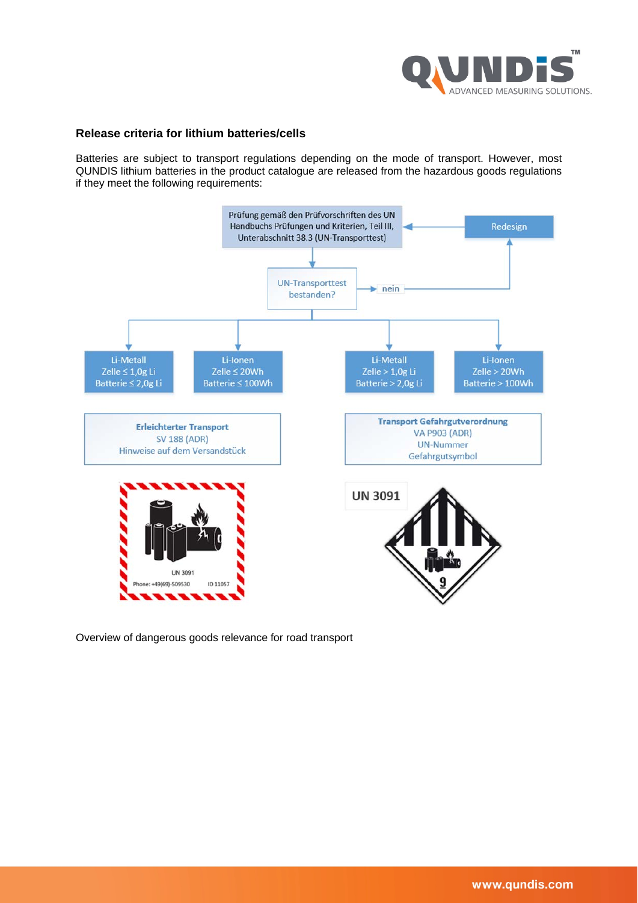## Release criteria for lithium batteries/cells

Batteries are subject to transport regulations depending on the mode of transport. However, most QUNDIS lithium batteries in the product catalogue are released from the hazardous goods regulations if they meet the following requirements:

Prüfung gemäß den Prüfvorschriften des UN Handbuchs Prüfungen und Kriterien, Teil III, Unterabschnitt 38.3 (UN-Transporttest)

UN-Transporttest bestanden?

nein → Redesign

| Li-Metall Zelle ≤ 1,0g Li Batterie ≤ 2,0g Li | Li-Ionen Zelle ≤ 20Wh Batterie ≤ 100Wh | Li-Metall Zelle > 1,0g Li Batterie > 2,0g Li | Li-Ionen Zelle > 20Wh Batterie > 100Wh |
|---|---|---|---|

**Erleichterter Transport**
SV 188 (ADR)
Hinweise auf dem Versandstück

UN 3091
Phone: +49(69)-509530 ID 11057

**Transport Gefahrgutverordnung**
VA P903 (ADR)
UN-Nummer
Gefahrgutsymbol

UN 3091

9

Overview of dangerous goods relevance for road transport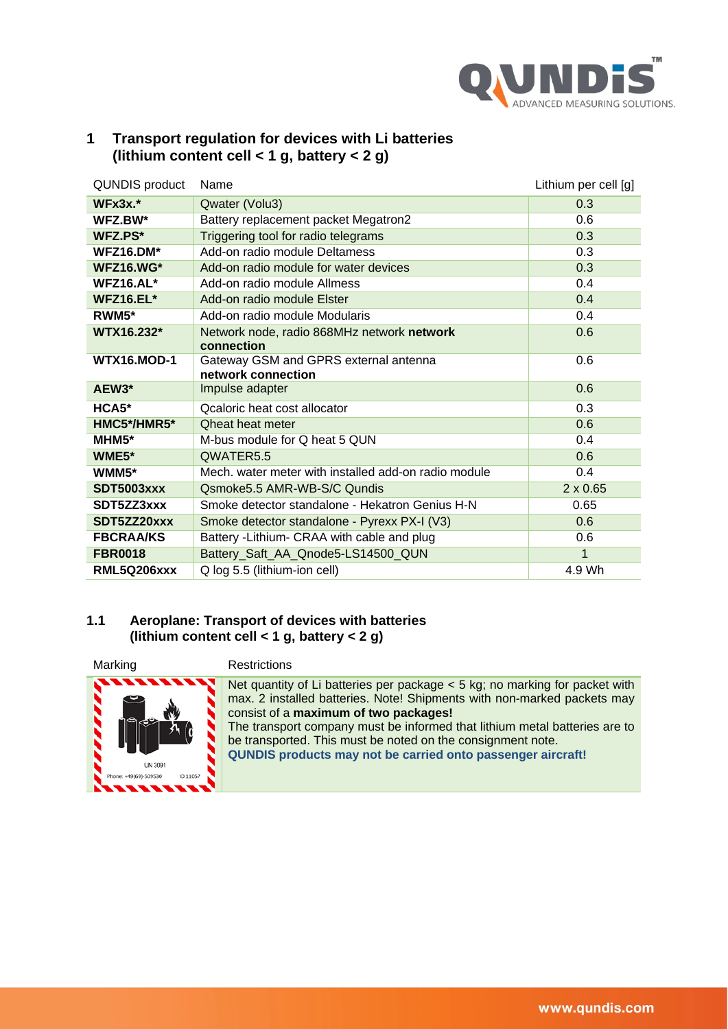## 1 Transport regulation for devices with Li batteries (lithium content cell < 1 g, battery < 2 g)

| QUNDIS product | Name | Lithium per cell [g] |
|---|---|---|
| **WFx3x.*** | Qwater (Volu3) | 0.3 |
| **WFZ.BW*** | Battery replacement packet Megatron2 | 0.6 |
| **WFZ.PS*** | Triggering tool for radio telegrams | 0.3 |
| **WFZ16.DM*** | Add-on radio module Deltamess | 0.3 |
| **WFZ16.WG*** | Add-on radio module for water devices | 0.3 |
| **WFZ16.AL*** | Add-on radio module Allmess | 0.4 |
| **WFZ16.EL*** | Add-on radio module Elster | 0.4 |
| **RWM5*** | Add-on radio module Modularis | 0.4 |
| **WTX16.232*** | Network node, radio 868MHz network **network connection** | 0.6 |
| **WTX16.MOD-1** | Gateway GSM and GPRS external antenna **network connection** | 0.6 |
| **AEW3*** | Impulse adapter | 0.6 |
| **HCA5*** | Qcaloric heat cost allocator | 0.3 |
| **HMC5*/HMR5*** | Qheat heat meter | 0.6 |
| **MHM5*** | M-bus module for Q heat 5 QUN | 0.4 |
| **WME5*** | QWATER5.5 | 0.6 |
| **WMM5*** | Mech. water meter with installed add-on radio module | 0.4 |
| **SDT5003xxx** | Qsmoke5.5 AMR-WB-S/C Qundis | 2 x 0.65 |
| **SDT5ZZ3xxx** | Smoke detector standalone - Hekatron Genius H-N | 0.65 |
| **SDT5ZZ20xxx** | Smoke detector standalone - Pyrexx PX-I (V3) | 0.6 |
| **FBCRAA/KS** | Battery -Lithium- CRAA with cable and plug | 0.6 |
| **FBR0018** | Battery_Saft_AA_Qnode5-LS14500_QUN | 1 |
| **RML5Q206xxx** | Q log 5.5 (lithium-ion cell) | 4.9 Wh |

### 1.1 Aeroplane: Transport of devices with batteries (lithium content cell < 1 g, battery < 2 g)

| Marking | Restrictions |
|---|---|
| UN 3091 Phone: +49(69)-509530 ID 11057 | Net quantity of Li batteries per package < 5 kg; no marking for packet with max. 2 installed batteries. Note! Shipments with non-marked packets may consist of a **maximum of two packages!** The transport company must be informed that lithium metal batteries are to be transported. This must be noted on the consignment note. **QUNDIS products may not be carried onto passenger aircraft!** |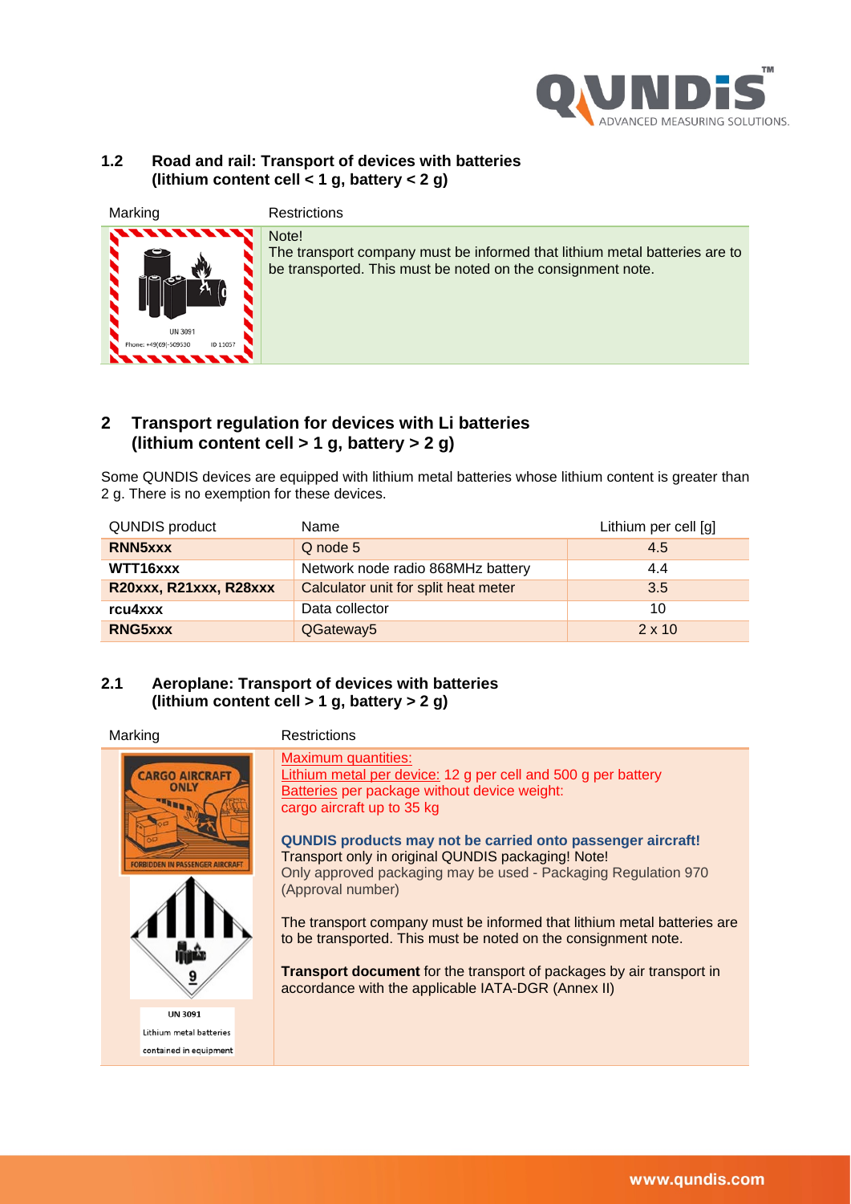## 1.2 Road and rail: Transport of devices with batteries (lithium content cell < 1 g, battery < 2 g)

| Marking | Restrictions |
|---|---|
| UN 3091<br>Phone: +49(69)-509530 ID 11057 | Note!<br>The transport company must be informed that lithium metal batteries are to be transported. This must be noted on the consignment note. |

# 2 Transport regulation for devices with Li batteries (lithium content cell > 1 g, battery > 2 g)

Some QUNDIS devices are equipped with lithium metal batteries whose lithium content is greater than 2 g. There is no exemption for these devices.

| QUNDIS product | Name | Lithium per cell [g] |
|---|---|---|
| **RNN5xxx** | Q node 5 | 4.5 |
| **WTT16xxx** | Network node radio 868MHz battery | 4.4 |
| **R20xxx, R21xxx, R28xxx** | Calculator unit for split heat meter | 3.5 |
| **rcu4xxx** | Data collector | 10 |
| **RNG5xxx** | QGateway5 | 2 x 10 |

## 2.1 Aeroplane: Transport of devices with batteries (lithium content cell > 1 g, battery > 2 g)

| Marking | Restrictions |
|---|---|
| CARGO AIRCRAFT ONLY<br>FORBIDDEN IN PASSENGER AIRCRAFT<br>9<br>UN 3091<br>Lithium metal batteries contained in equipment | Maximum quantities:<br>Lithium metal per device: 12 g per cell and 500 g per battery<br>Batteries per package without device weight:<br>cargo aircraft up to 35 kg<br><br>**QUNDIS products may not be carried onto passenger aircraft!**<br>Transport only in original QUNDIS packaging! Note!<br>Only approved packaging may be used - Packaging Regulation 970 (Approval number)<br><br>The transport company must be informed that lithium metal batteries are to be transported. This must be noted on the consignment note.<br><br>**Transport document** for the transport of packages by air transport in accordance with the applicable IATA-DGR (Annex II) |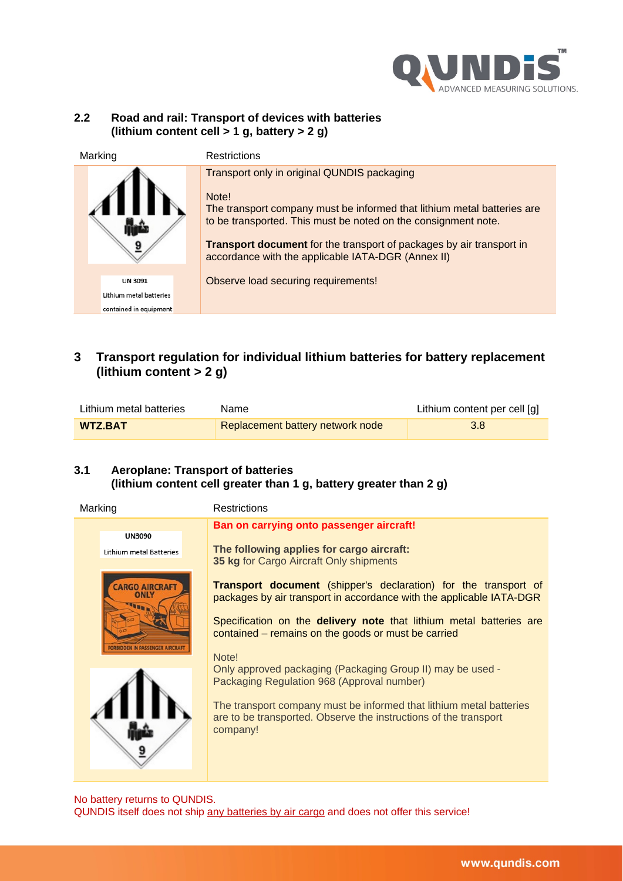## 2.2 Road and rail: Transport of devices with batteries (lithium content cell > 1 g, battery > 2 g)

| Marking | Restrictions |
|---|---|
| UN 3091<br>Lithium metal batteries contained in equipment | Transport only in original QUNDIS packaging<br><br>Note!<br>The transport company must be informed that lithium metal batteries are to be transported. This must be noted on the consignment note.<br><br>**Transport document** for the transport of packages by air transport in accordance with the applicable IATA-DGR (Annex II)<br><br>Observe load securing requirements! |

## 3 Transport regulation for individual lithium batteries for battery replacement (lithium content > 2 g)

| Lithium metal batteries | Name | Lithium content per cell [g] |
|---|---|---|
| **WTZ.BAT** | Replacement battery network node | 3.8 |

## 3.1 Aeroplane: Transport of batteries (lithium content cell greater than 1 g, battery greater than 2 g)

| Marking | Restrictions |
|---|---|
| UN3090<br>Lithium metal Batteries<br><br>CARGO AIRCRAFT ONLY<br>FORBIDDEN IN PASSENGER AIRCRAFT | **Ban on carrying onto passenger aircraft!**<br><br>**The following applies for cargo aircraft:**<br>**35 kg** for Cargo Aircraft Only shipments<br><br>**Transport document** (shipper's declaration) for the transport of packages by air transport in accordance with the applicable IATA-DGR<br><br>Specification on the **delivery note** that lithium metal batteries are contained – remains on the goods or must be carried<br><br>Note!<br>Only approved packaging (Packaging Group II) may be used - Packaging Regulation 968 (Approval number)<br><br>The transport company must be informed that lithium metal batteries are to be transported. Observe the instructions of the transport company! |

No battery returns to QUNDIS.
QUNDIS itself does not ship any batteries by air cargo and does not offer this service!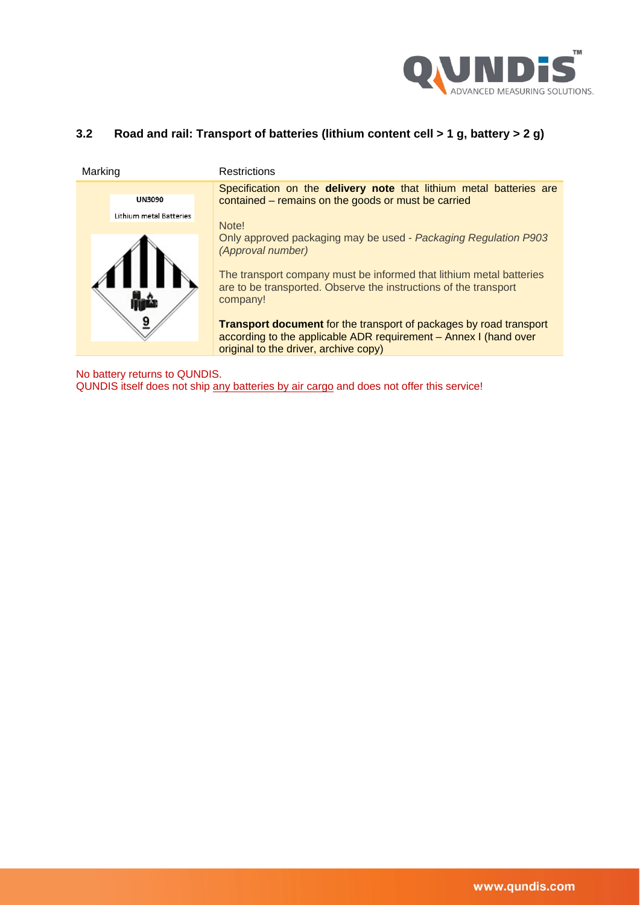## 3.2 Road and rail: Transport of batteries (lithium content cell > 1 g, battery > 2 g)

| Marking | Restrictions |
| --- | --- |
| **UN3090**<br>Lithium metal Batteries<br>9 | Specification on the **delivery note** that lithium metal batteries are contained – remains on the goods or must be carried<br><br>Note!<br>Only approved packaging may be used - *Packaging Regulation P903 (Approval number)*<br><br>The transport company must be informed that lithium metal batteries are to be transported. Observe the instructions of the transport company!<br><br>**Transport document** for the transport of packages by road transport according to the applicable ADR requirement – Annex I (hand over original to the driver, archive copy) |

No battery returns to QUNDIS.
QUNDIS itself does not ship any batteries by air cargo and does not offer this service!